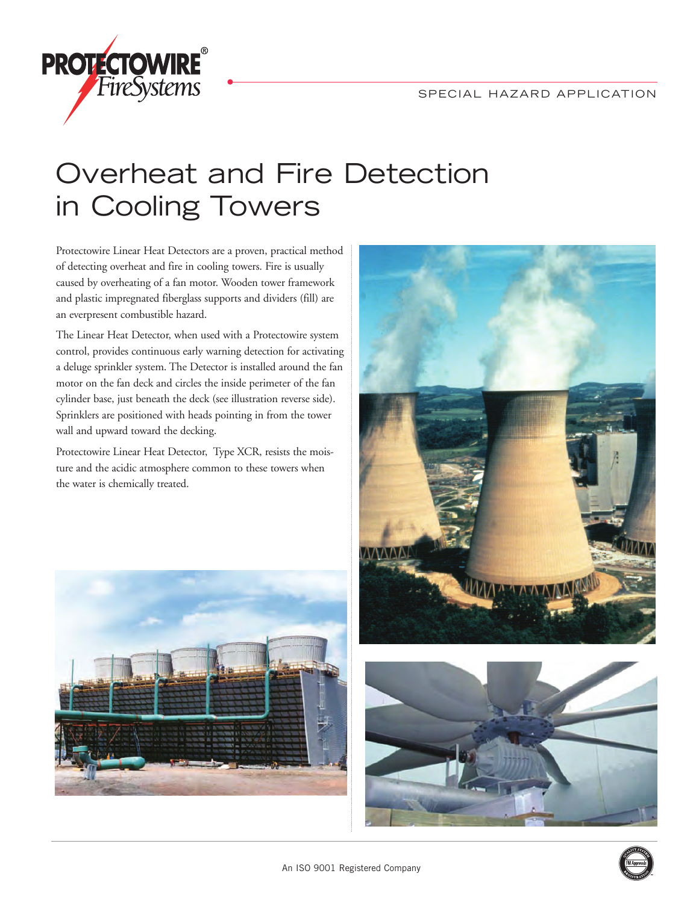SPECIAL HAZARD APPLICATION

# Overheat and Fire Detection in Cooling Towers

Protectowire Linear Heat Detectors are a proven, practical method of detecting overheat and fire in cooling towers. Fire is usually caused by overheating of a fan motor. Wooden tower framework and plastic impregnated fiberglass supports and dividers (fill) are an everpresent combustible hazard.

The Linear Heat Detector, when used with a Protectowire system control, provides continuous early warning detection for activating a deluge sprinkler system. The Detector is installed around the fan motor on the fan deck and circles the inside perimeter of the fan cylinder base, just beneath the deck (see illustration reverse side). Sprinklers are positioned with heads pointing in from the tower wall and upward toward the decking.

Protectowire Linear Heat Detector, Type XCR, resists the moisture and the acidic atmosphere common to these towers when the water is chemically treated.

An ISO 9001 Registered Company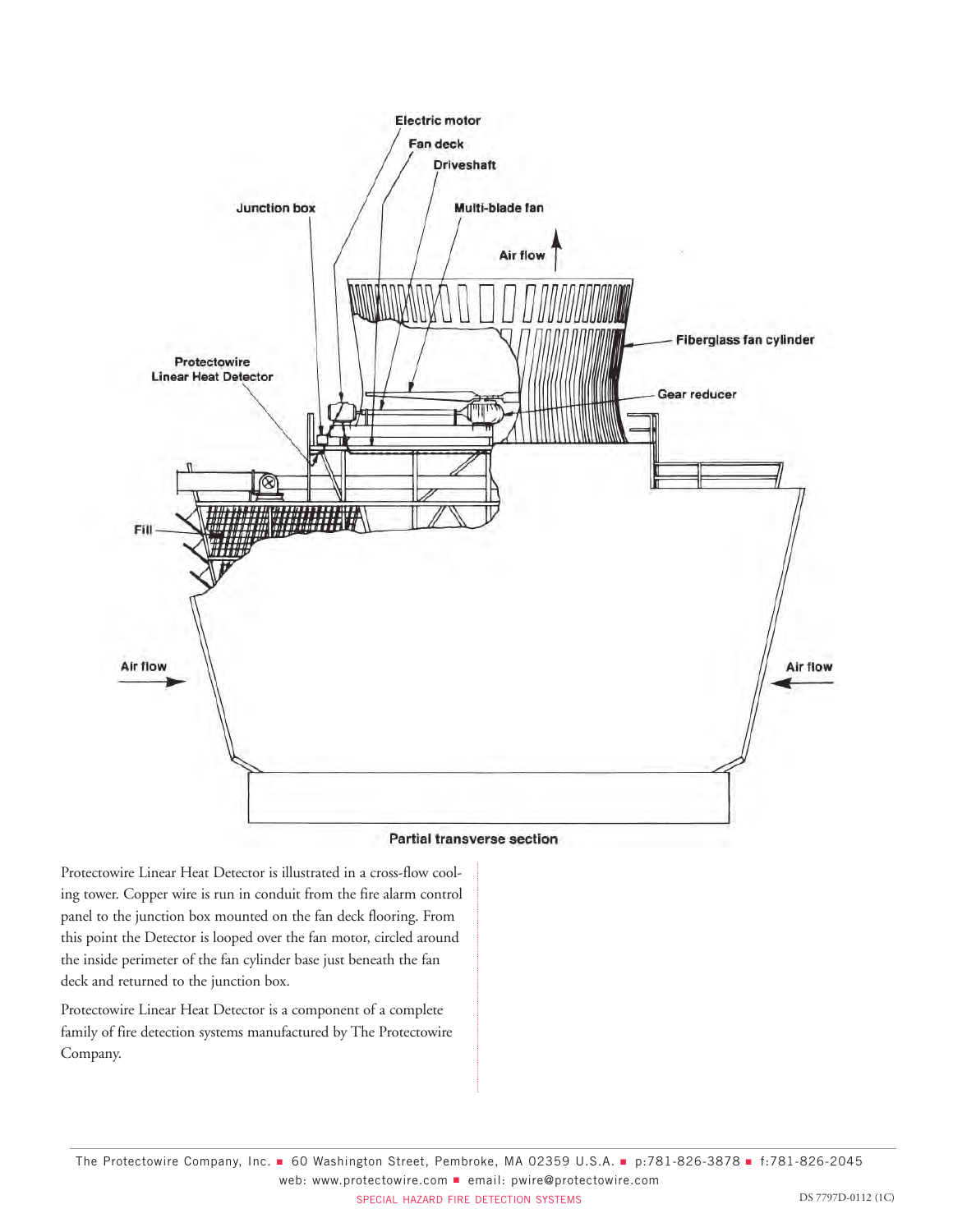Electric motor

Fan deck

Driveshaft

Junction box

Multi-blade fan

Air flow

Fiberglass fan cylinder

Protectowire Linear Heat Detector

Gear reducer

Fill

Air flow

Air flow

Partial transverse section

Protectowire Linear Heat Detector is illustrated in a cross-flow cooling tower. Copper wire is run in conduit from the fire alarm control panel to the junction box mounted on the fan deck flooring. From this point the Detector is looped over the fan motor, circled around the inside perimeter of the fan cylinder base just beneath the fan deck and returned to the junction box.

Protectowire Linear Heat Detector is a component of a complete family of fire detection systems manufactured by The Protectowire Company.

The Protectowire Company, Inc. ■ 60 Washington Street, Pembroke, MA 02359 U.S.A. ■ p:781-826-3878 ■ f:781-826-2045
web: www.protectowire.com ■ email: pwire@protectowire.com

SPECIAL HAZARD FIRE DETECTION SYSTEMS

DS 7797D-0112 (1C)